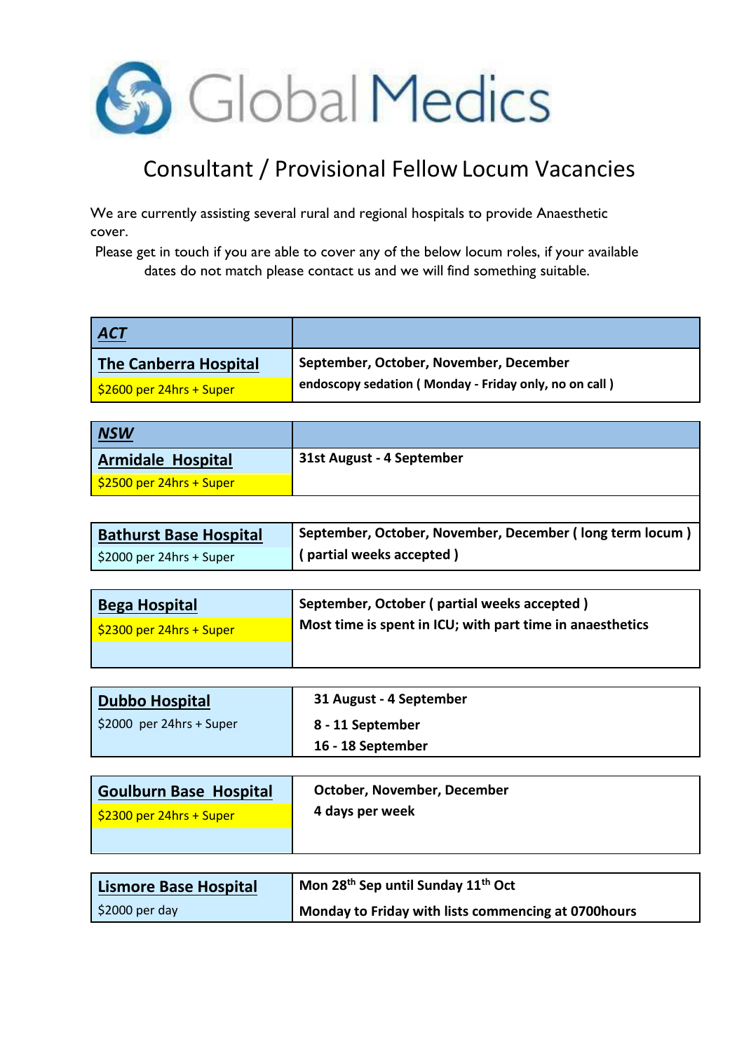# Global Medics

## Consultant / Provisional Fellow Locum Vacancies

We are currently assisting several rural and regional hospitals to provide Anaesthetic cover.

Please get in touch if you are able to cover any of the below locum roles, if your available dates do not match please contact us and we will find something suitable.

| ***ACT*** | |
|---|---|
| **The Canberra Hospital** <br> $2600 per 24hrs + Super | **September, October, November, December** <br> **endoscopy sedation ( Monday - Friday only, no on call )** |

| ***NSW*** | |
|---|---|
| **Armidale Hospital** <br> $2500 per 24hrs + Super | **31st August - 4 September** |

| | |
|---|---|
| **Bathurst Base Hospital** <br> $2000 per 24hrs + Super | **September, October, November, December ( long term locum )** <br> **( partial weeks accepted )** |

| | |
|---|---|
| **Bega Hospital** <br> $2300 per 24hrs + Super | **September, October ( partial weeks accepted )** <br> **Most time is spent in ICU; with part time in anaesthetics** |

| | |
|---|---|
| **Dubbo Hospital** <br> $2000 per 24hrs + Super | **31 August - 4 September** <br> **8 - 11 September** <br> **16 - 18 September** |

| | |
|---|---|
| **Goulburn Base Hospital** <br> $2300 per 24hrs + Super | **October, November, December** <br> **4 days per week** |

| | |
|---|---|
| **Lismore Base Hospital** <br> $2000 per day | **Mon 28th Sep until Sunday 11th Oct** <br> **Monday to Friday with lists commencing at 0700hours** |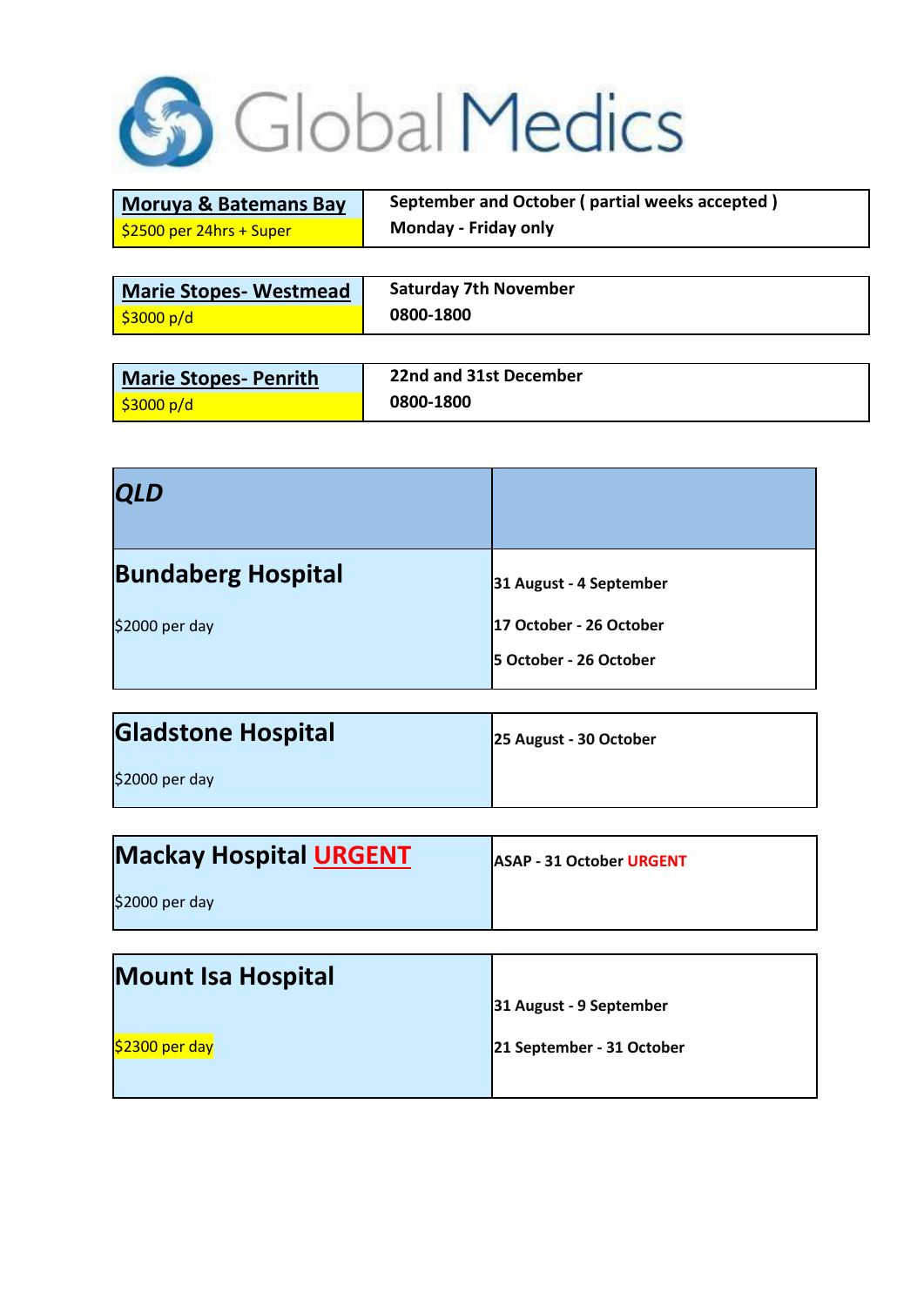Global Medics

| Moruya & Batemans Bay<br>$2500 per 24hrs + Super | September and October ( partial weeks accepted )<br>Monday - Friday only |
|---|---|

| Marie Stopes- Westmead<br>$3000 p/d | Saturday 7th November<br>0800-1800 |
|---|---|

| Marie Stopes- Penrith<br>$3000 p/d | 22nd and 31st December<br>0800-1800 |
|---|---|

| ***QLD*** | |
|---|---|
| **Bundaberg Hospital**<br>$2000 per day | **31 August - 4 September**<br>**17 October - 26 October**<br>**5 October - 26 October** |

| **Gladstone Hospital**<br>$2000 per day | **25 August - 30 October** |
|---|---|

| **Mackay Hospital URGENT**<br>$2000 per day | **ASAP - 31 October URGENT** |
|---|---|

| **Mount Isa Hospital**<br>$2300 per day | **31 August - 9 September**<br>**21 September - 31 October** |
|---|---|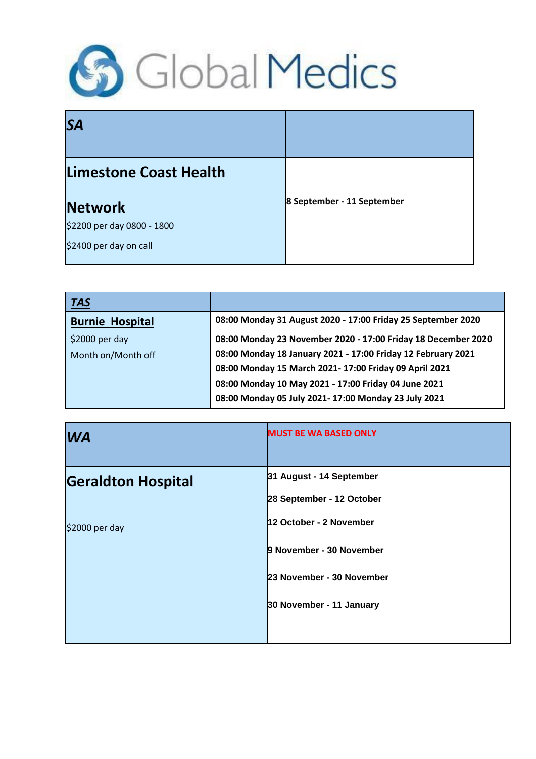Global Medics

| **_SA_** | |
|---|---|
| **Limestone Coast Health Network**<br>$2200 per day 0800 - 1800<br>$2400 per day on call | **8 September - 11 September** |

| **_TAS_** | |
|---|---|
| **Burnie Hospital**<br>$2000 per day<br>Month on/Month off | **08:00 Monday 31 August 2020 - 17:00 Friday 25 September 2020**<br>**08:00 Monday 23 November 2020 - 17:00 Friday 18 December 2020**<br>**08:00 Monday 18 January 2021 - 17:00 Friday 12 February 2021**<br>**08:00 Monday 15 March 2021- 17:00 Friday 09 April 2021**<br>**08:00 Monday 10 May 2021 - 17:00 Friday 04 June 2021**<br>**08:00 Monday 05 July 2021- 17:00 Monday 23 July 2021** |

| **_WA_** | **MUST BE WA BASED ONLY** |
|---|---|
| **Geraldton Hospital**<br>$2000 per day | **31 August - 14 September**<br>**28 September - 12 October**<br>**12 October - 2 November**<br>**9 November - 30 November**<br>**23 November - 30 November**<br>**30 November - 11 January** |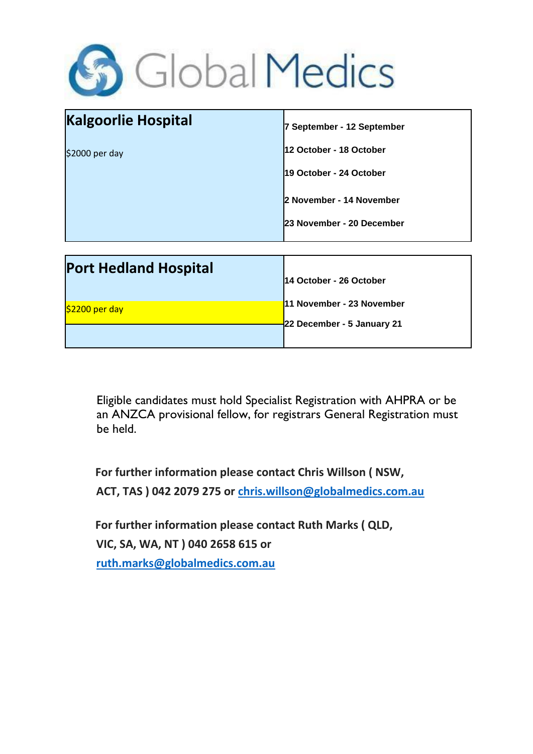Global Medics

| | |
|---|---|
| **Kalgoorlie Hospital**<br><br>$2000 per day | **7 September - 12 September**<br>**12 October - 18 October**<br>**19 October - 24 October**<br>**2 November - 14 November**<br>**23 November - 20 December** |

| | |
|---|---|
| **Port Hedland Hospital**<br><br>$2200 per day | **14 October - 26 October**<br>**11 November - 23 November**<br>**22 December - 5 January 21** |

Eligible candidates must hold Specialist Registration with AHPRA or be an ANZCA provisional fellow, for registrars General Registration must be held.

**For further information please contact Chris Willson ( NSW, ACT, TAS ) 042 2079 275 or [chris.willson@globalmedics.com.au](mailto:chris.willson@globalmedics.com.au)**

**For further information please contact Ruth Marks ( QLD, VIC, SA, WA, NT ) 040 2658 615 or [ruth.marks@globalmedics.com.au](mailto:ruth.marks@globalmedics.com.au)**